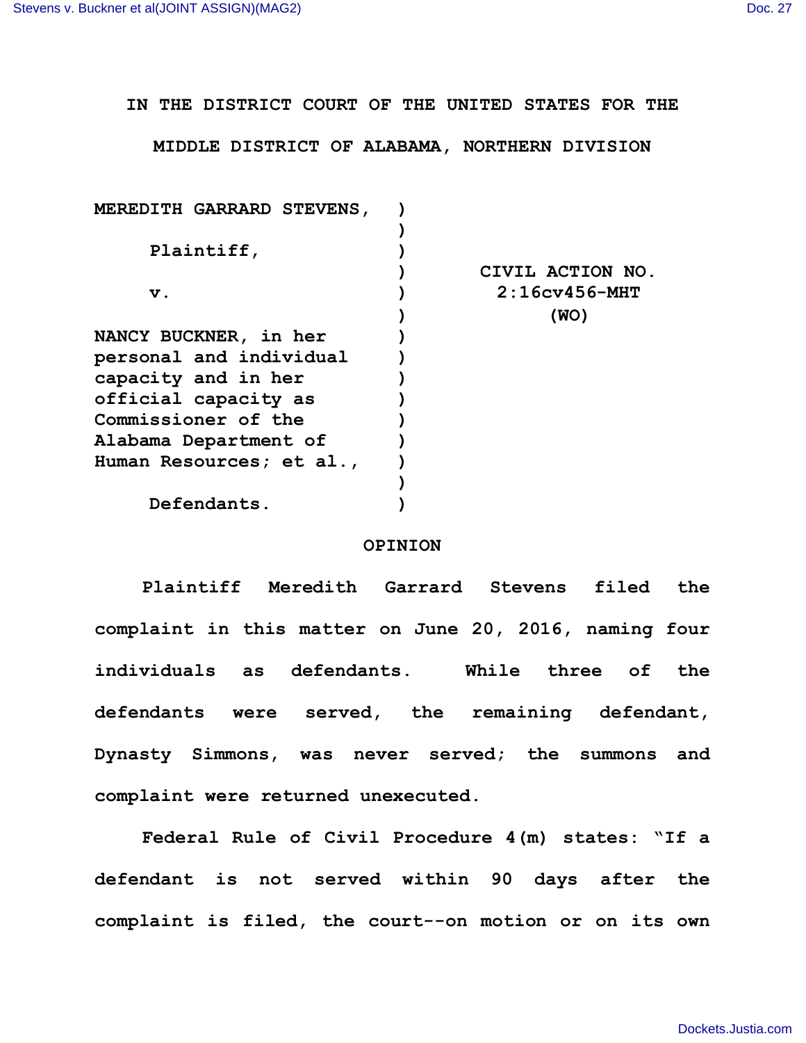IN THE DISTRICT COURT OF THE UNITED STATES FOR THE

MIDDLE DISTRICT OF ALABAMA, NORTHERN DIVISION

| | | |
|---|---|---|
| MEREDITH GARRARD STEVENS, | ) | |
| | ) | |
| Plaintiff, | ) | |
| | ) | CIVIL ACTION NO. |
| v. | ) | 2:16cv456-MHT |
| | ) | (WO) |
| NANCY BUCKNER, in her personal and individual capacity and in her official capacity as Commissioner of the Alabama Department of Human Resources; et al., | ) | |
| | ) | |
| Defendants. | ) | |

## OPINION

Plaintiff Meredith Garrard Stevens filed the complaint in this matter on June 20, 2016, naming four individuals as defendants. While three of the defendants were served, the remaining defendant, Dynasty Simmons, was never served; the summons and complaint were returned unexecuted.

Federal Rule of Civil Procedure 4(m) states: "If a defendant is not served within 90 days after the complaint is filed, the court--on motion or on its own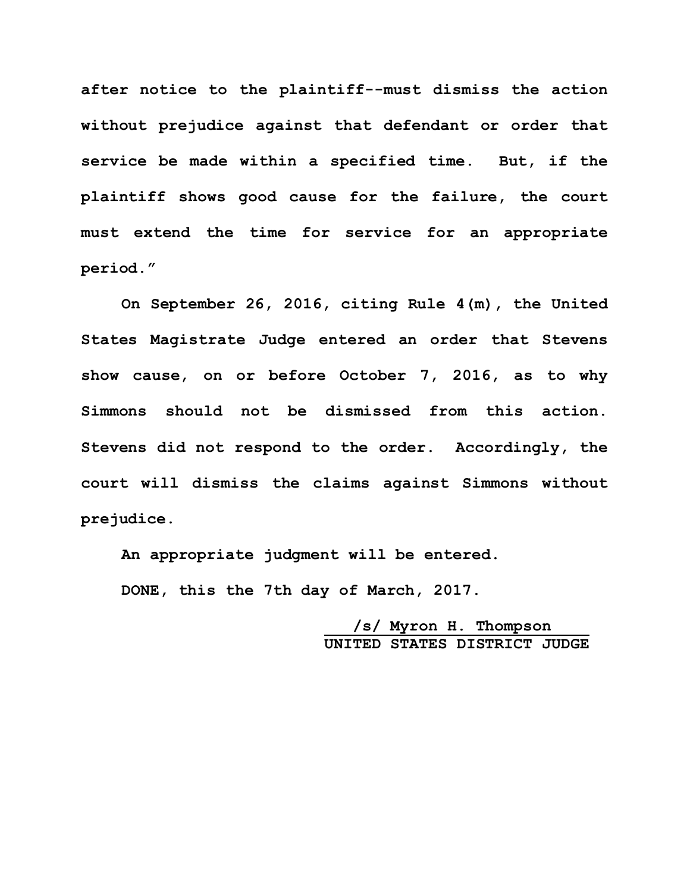after notice to the plaintiff--must dismiss the action without prejudice against that defendant or order that service be made within a specified time. But, if the plaintiff shows good cause for the failure, the court must extend the time for service for an appropriate period."

On September 26, 2016, citing Rule 4(m), the United States Magistrate Judge entered an order that Stevens show cause, on or before October 7, 2016, as to why Simmons should not be dismissed from this action. Stevens did not respond to the order. Accordingly, the court will dismiss the claims against Simmons without prejudice.

An appropriate judgment will be entered.

DONE, this the 7th day of March, 2017.

/s/ Myron H. Thompson
UNITED STATES DISTRICT JUDGE